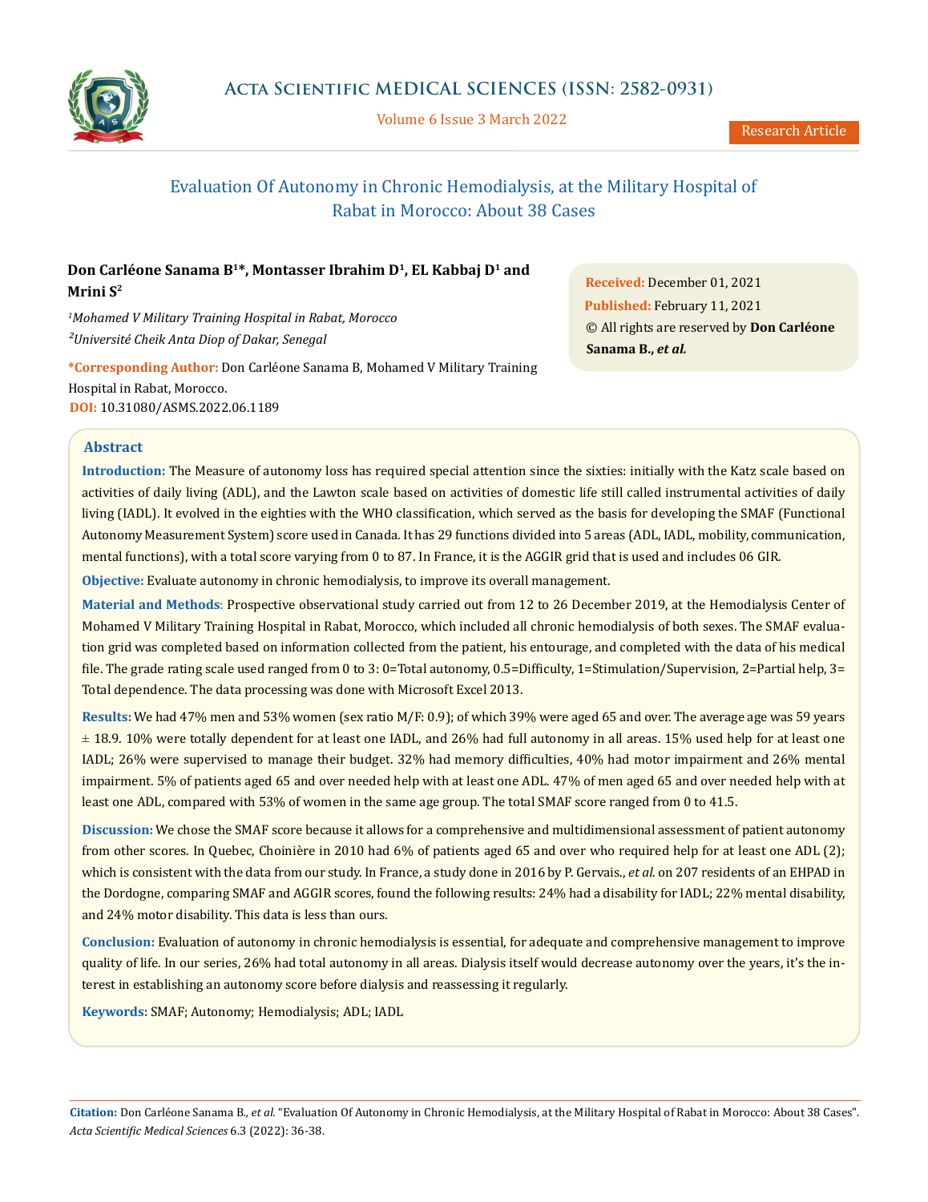# Evaluation Of Autonomy in Chronic Hemodialysis, at the Military Hospital of Rabat in Morocco: About 38 Cases

**Don Carléone Sanama B[1]*, Montasser Ibrahim D[1], EL Kabbaj D[1] and Mrini S[2]**

[1]*Mohamed V Military Training Hospital in Rabat, Morocco*
[2]*Université Cheik Anta Diop of Dakar, Senegal*

**\*Corresponding Author:** Don Carléone Sanama B, Mohamed V Military Training Hospital in Rabat, Morocco.

**DOI:** 10.31080/ASMS.2022.06.1189

**Received:** December 01, 2021
**Published:** February 11, 2021
© All rights are reserved by **Don Carléone Sanama B., *et al.***

## Abstract

**Introduction:** The Measure of autonomy loss has required special attention since the sixties: initially with the Katz scale based on activities of daily living (ADL), and the Lawton scale based on activities of domestic life still called instrumental activities of daily living (IADL). It evolved in the eighties with the WHO classification, which served as the basis for developing the SMAF (Functional Autonomy Measurement System) score used in Canada. It has 29 functions divided into 5 areas (ADL, IADL, mobility, communication, mental functions), with a total score varying from 0 to 87. In France, it is the AGGIR grid that is used and includes 06 GIR.

**Objective:** Evaluate autonomy in chronic hemodialysis, to improve its overall management.

**Material and Methods**: Prospective observational study carried out from 12 to 26 December 2019, at the Hemodialysis Center of Mohamed V Military Training Hospital in Rabat, Morocco, which included all chronic hemodialysis of both sexes. The SMAF evaluation grid was completed based on information collected from the patient, his entourage, and completed with the data of his medical file. The grade rating scale used ranged from 0 to 3: 0=Total autonomy, 0.5=Difficulty, 1=Stimulation/Supervision, 2=Partial help, 3= Total dependence. The data processing was done with Microsoft Excel 2013.

**Results:** We had 47% men and 53% women (sex ratio M/F: 0.9); of which 39% were aged 65 and over. The average age was 59 years ± 18.9. 10% were totally dependent for at least one IADL, and 26% had full autonomy in all areas. 15% used help for at least one IADL; 26% were supervised to manage their budget. 32% had memory difficulties, 40% had motor impairment and 26% mental impairment. 5% of patients aged 65 and over needed help with at least one ADL. 47% of men aged 65 and over needed help with at least one ADL, compared with 53% of women in the same age group. The total SMAF score ranged from 0 to 41.5.

**Discussion:** We chose the SMAF score because it allows for a comprehensive and multidimensional assessment of patient autonomy from other scores. In Quebec, Choinière in 2010 had 6% of patients aged 65 and over who required help for at least one ADL (2); which is consistent with the data from our study. In France, a study done in 2016 by P. Gervais., *et al.* on 207 residents of an EHPAD in the Dordogne, comparing SMAF and AGGIR scores, found the following results: 24% had a disability for IADL; 22% mental disability, and 24% motor disability. This data is less than ours.

**Conclusion:** Evaluation of autonomy in chronic hemodialysis is essential, for adequate and comprehensive management to improve quality of life. In our series, 26% had total autonomy in all areas. Dialysis itself would decrease autonomy over the years, it's the interest in establishing an autonomy score before dialysis and reassessing it regularly.

**Keywords:** SMAF; Autonomy; Hemodialysis; ADL; IADL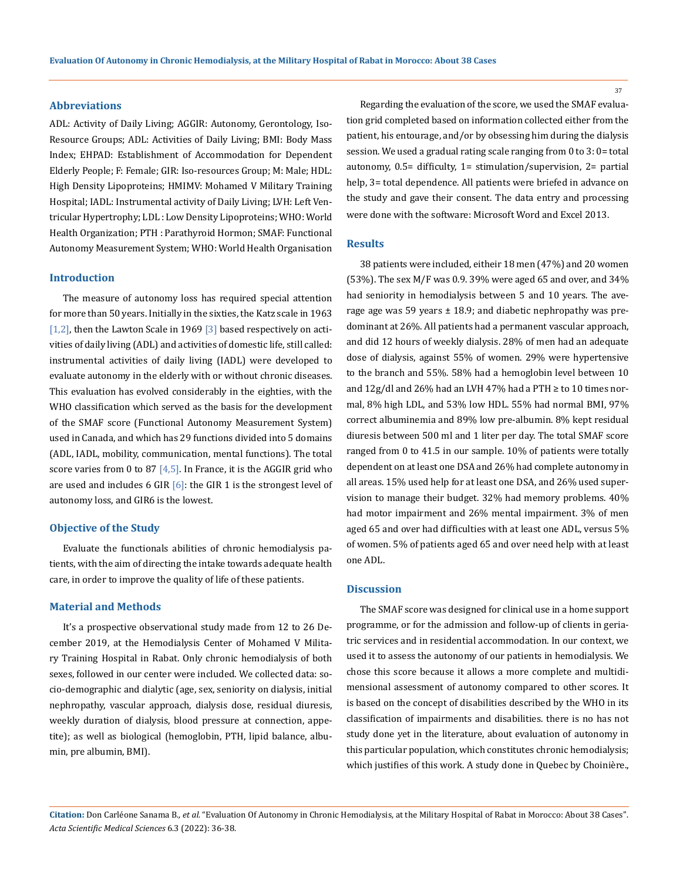## Abbreviations

ADL: Activity of Daily Living; AGGIR: Autonomy, Gerontology, Iso-Resource Groups; ADL: Activities of Daily Living; BMI: Body Mass Index; EHPAD: Establishment of Accommodation for Dependent Elderly People; F: Female; GIR: Iso-resources Group; M: Male; HDL: High Density Lipoproteins; HMIMV: Mohamed V Military Training Hospital; IADL: Instrumental activity of Daily Living; LVH: Left Ventricular Hypertrophy; LDL : Low Density Lipoproteins; WHO: World Health Organization; PTH : Parathyroid Hormon; SMAF: Functional Autonomy Measurement System; WHO: World Health Organisation

## Introduction

The measure of autonomy loss has required special attention for more than 50 years. Initially in the sixties, the Katz scale in 1963 [1,2], then the Lawton Scale in 1969 [3] based respectively on activities of daily living (ADL) and activities of domestic life, still called: instrumental activities of daily living (IADL) were developed to evaluate autonomy in the elderly with or without chronic diseases. This evaluation has evolved considerably in the eighties, with the WHO classification which served as the basis for the development of the SMAF score (Functional Autonomy Measurement System) used in Canada, and which has 29 functions divided into 5 domains (ADL, IADL, mobility, communication, mental functions). The total score varies from 0 to 87 [4,5]. In France, it is the AGGIR grid who are used and includes 6 GIR [6]: the GIR 1 is the strongest level of autonomy loss, and GIR6 is the lowest.

## Objective of the Study

Evaluate the functionals abilities of chronic hemodialysis patients, with the aim of directing the intake towards adequate health care, in order to improve the quality of life of these patients.

## Material and Methods

It's a prospective observational study made from 12 to 26 December 2019, at the Hemodialysis Center of Mohamed V Military Training Hospital in Rabat. Only chronic hemodialysis of both sexes, followed in our center were included. We collected data: socio-demographic and dialytic (age, sex, seniority on dialysis, initial nephropathy, vascular approach, dialysis dose, residual diuresis, weekly duration of dialysis, blood pressure at connection, appetite); as well as biological (hemoglobin, PTH, lipid balance, albumin, pre albumin, BMI).

Regarding the evaluation of the score, we used the SMAF evaluation grid completed based on information collected either from the patient, his entourage, and/or by obsessing him during the dialysis session. We used a gradual rating scale ranging from 0 to 3: 0= total autonomy, 0.5= difficulty, 1= stimulation/supervision, 2= partial help, 3= total dependence. All patients were briefed in advance on the study and gave their consent. The data entry and processing were done with the software: Microsoft Word and Excel 2013.

## Results

38 patients were included, eitheir 18 men (47%) and 20 women (53%). The sex M/F was 0.9. 39% were aged 65 and over, and 34% had seniority in hemodialysis between 5 and 10 years. The average age was 59 years ± 18.9; and diabetic nephropathy was predominant at 26%. All patients had a permanent vascular approach, and did 12 hours of weekly dialysis. 28% of men had an adequate dose of dialysis, against 55% of women. 29% were hypertensive to the branch and 55%. 58% had a hemoglobin level between 10 and 12g/dl and 26% had an LVH 47% had a PTH ≥ to 10 times normal, 8% high LDL, and 53% low HDL. 55% had normal BMI, 97% correct albuminemia and 89% low pre-albumin. 8% kept residual diuresis between 500 ml and 1 liter per day. The total SMAF score ranged from 0 to 41.5 in our sample. 10% of patients were totally dependent on at least one DSA and 26% had complete autonomy in all areas. 15% used help for at least one DSA, and 26% used supervision to manage their budget. 32% had memory problems. 40% had motor impairment and 26% mental impairment. 3% of men aged 65 and over had difficulties with at least one ADL, versus 5% of women. 5% of patients aged 65 and over need help with at least one ADL.

## Discussion

The SMAF score was designed for clinical use in a home support programme, or for the admission and follow-up of clients in geriatric services and in residential accommodation. In our context, we used it to assess the autonomy of our patients in hemodialysis. We chose this score because it allows a more complete and multidimensional assessment of autonomy compared to other scores. It is based on the concept of disabilities described by the WHO in its classification of impairments and disabilities. there is no has not study done yet in the literature, about evaluation of autonomy in this particular population, which constitutes chronic hemodialysis; which justifies of this work. A study done in Quebec by Choinière.,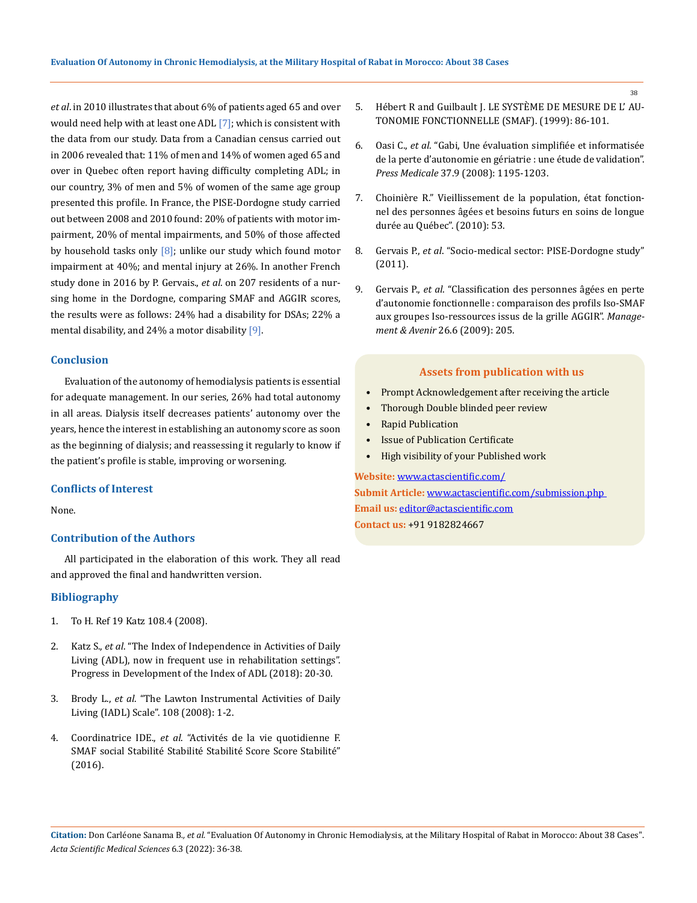*et al*. in 2010 illustrates that about 6% of patients aged 65 and over would need help with at least one ADL [7]; which is consistent with the data from our study. Data from a Canadian census carried out in 2006 revealed that: 11% of men and 14% of women aged 65 and over in Quebec often report having difficulty completing ADL; in our country, 3% of men and 5% of women of the same age group presented this profile. In France, the PISE-Dordogne study carried out between 2008 and 2010 found: 20% of patients with motor impairment, 20% of mental impairments, and 50% of those affected by household tasks only [8]; unlike our study which found motor impairment at 40%; and mental injury at 26%. In another French study done in 2016 by P. Gervais., *et al*. on 207 residents of a nursing home in the Dordogne, comparing SMAF and AGGIR scores, the results were as follows: 24% had a disability for DSAs; 22% a mental disability, and 24% a motor disability [9].

## Conclusion

Evaluation of the autonomy of hemodialysis patients is essential for adequate management. In our series, 26% had total autonomy in all areas. Dialysis itself decreases patients' autonomy over the years, hence the interest in establishing an autonomy score as soon as the beginning of dialysis; and reassessing it regularly to know if the patient's profile is stable, improving or worsening.

## Conflicts of Interest

None.

## Contribution of the Authors

All participated in the elaboration of this work. They all read and approved the final and handwritten version.

## Bibliography

1. To H. Ref 19 Katz 108.4 (2008).
2. Katz S., *et al*. "The Index of Independence in Activities of Daily Living (ADL), now in frequent use in rehabilitation settings". Progress in Development of the Index of ADL (2018): 20-30.
3. Brody L., *et al*. "The Lawton Instrumental Activities of Daily Living (IADL) Scale". 108 (2008): 1-2.
4. Coordinatrice IDE., *et al*. "Activités de la vie quotidienne F. SMAF social Stabilité Stabilité Stabilité Score Score Stabilité" (2016).
5. Hébert R and Guilbault J. LE SYSTÈME DE MESURE DE L' AUTONOMIE FONCTIONNELLE (SMAF). (1999): 86-101.
6. Oasi C., *et al*. "Gabi, Une évaluation simplifiée et informatisée de la perte d'autonomie en gériatrie : une étude de validation". *Press Medicale* 37.9 (2008): 1195-1203.
7. Choinière R." Vieillissement de la population, état fonctionnel des personnes âgées et besoins futurs en soins de longue durée au Québec". (2010): 53.
8. Gervais P., *et al*. "Socio-medical sector: PISE-Dordogne study" (2011).
9. Gervais P., *et al*. "Classification des personnes âgées en perte d'autonomie fonctionnelle : comparaison des profils Iso-SMAF aux groupes Iso-ressources issus de la grille AGGIR". *Management & Avenir* 26.6 (2009): 205.

**Assets from publication with us**

- Prompt Acknowledgement after receiving the article
- Thorough Double blinded peer review
- Rapid Publication
- Issue of Publication Certificate
- High visibility of your Published work

**Website:** www.actascientific.com/
**Submit Article:** www.actascientific.com/submission.php
**Email us:** editor@actascientific.com
**Contact us:** +91 9182824667